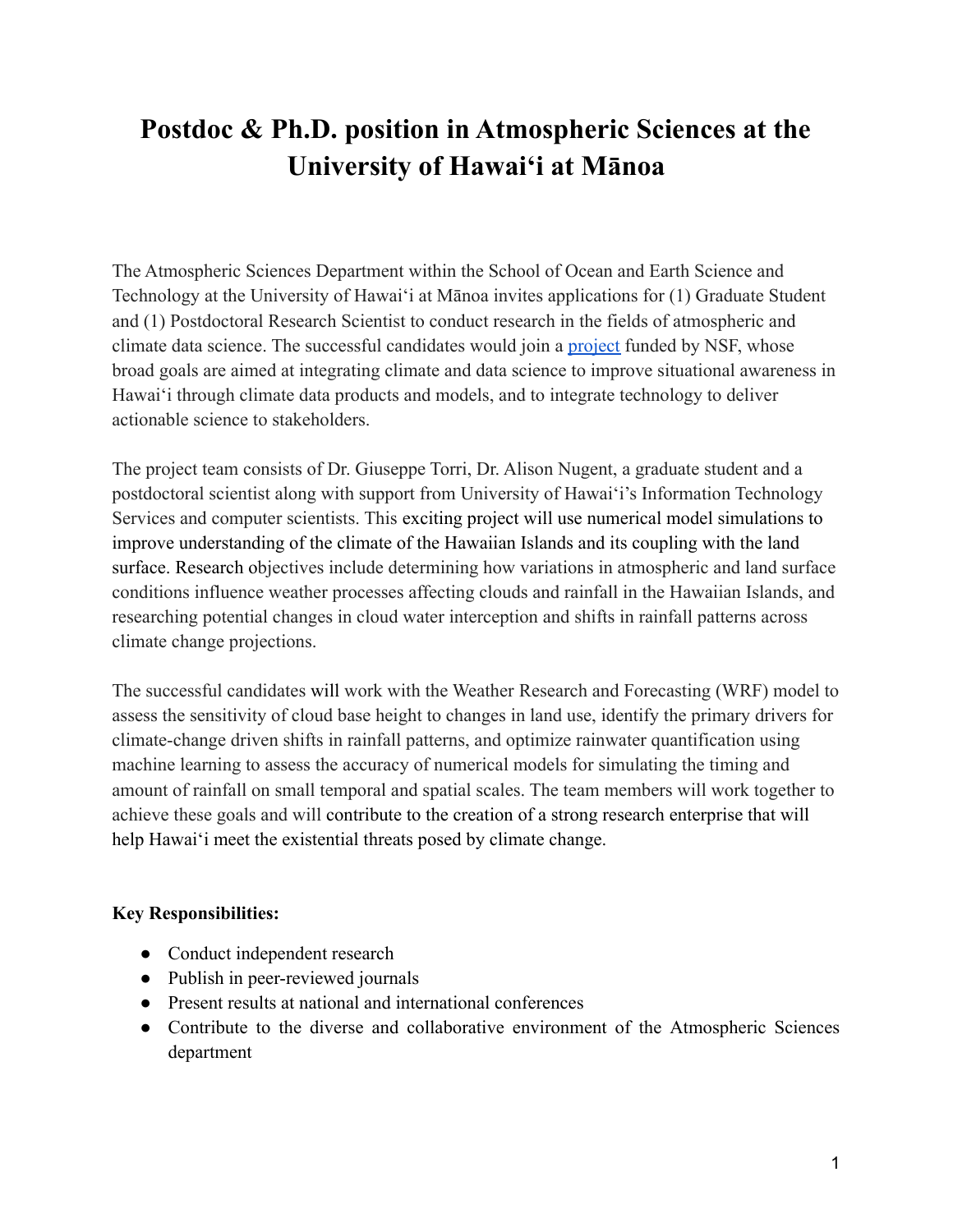# Postdoc & Ph.D. position in Atmospheric Sciences at the University of Hawaiʻi at Mānoa

The Atmospheric Sciences Department within the School of Ocean and Earth Science and Technology at the University of Hawaiʻi at Mānoa invites applications for (1) Graduate Student and (1) Postdoctoral Research Scientist to conduct research in the fields of atmospheric and climate data science. The successful candidates would join a project funded by NSF, whose broad goals are aimed at integrating climate and data science to improve situational awareness in Hawaiʻi through climate data products and models, and to integrate technology to deliver actionable science to stakeholders.

The project team consists of Dr. Giuseppe Torri, Dr. Alison Nugent, a graduate student and a postdoctoral scientist along with support from University of Hawaiʻi's Information Technology Services and computer scientists. This exciting project will use numerical model simulations to improve understanding of the climate of the Hawaiian Islands and its coupling with the land surface. Research objectives include determining how variations in atmospheric and land surface conditions influence weather processes affecting clouds and rainfall in the Hawaiian Islands, and researching potential changes in cloud water interception and shifts in rainfall patterns across climate change projections.

The successful candidates will work with the Weather Research and Forecasting (WRF) model to assess the sensitivity of cloud base height to changes in land use, identify the primary drivers for climate-change driven shifts in rainfall patterns, and optimize rainwater quantification using machine learning to assess the accuracy of numerical models for simulating the timing and amount of rainfall on small temporal and spatial scales. The team members will work together to achieve these goals and will contribute to the creation of a strong research enterprise that will help Hawaiʻi meet the existential threats posed by climate change.

**Key Responsibilities:**

- Conduct independent research
- Publish in peer-reviewed journals
- Present results at national and international conferences
- Contribute to the diverse and collaborative environment of the Atmospheric Sciences department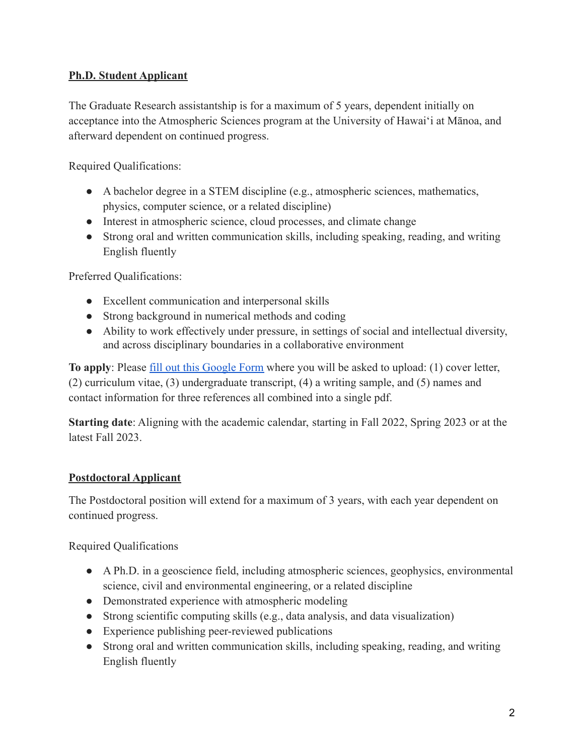**Ph.D. Student Applicant**

The Graduate Research assistantship is for a maximum of 5 years, dependent initially on acceptance into the Atmospheric Sciences program at the University of Hawaiʻi at Mānoa, and afterward dependent on continued progress.

Required Qualifications:

- A bachelor degree in a STEM discipline (e.g., atmospheric sciences, mathematics, physics, computer science, or a related discipline)
- Interest in atmospheric science, cloud processes, and climate change
- Strong oral and written communication skills, including speaking, reading, and writing English fluently

Preferred Qualifications:

- Excellent communication and interpersonal skills
- Strong background in numerical methods and coding
- Ability to work effectively under pressure, in settings of social and intellectual diversity, and across disciplinary boundaries in a collaborative environment

**To apply**: Please fill out this Google Form where you will be asked to upload: (1) cover letter, (2) curriculum vitae, (3) undergraduate transcript, (4) a writing sample, and (5) names and contact information for three references all combined into a single pdf.

**Starting date**: Aligning with the academic calendar, starting in Fall 2022, Spring 2023 or at the latest Fall 2023.

**Postdoctoral Applicant**

The Postdoctoral position will extend for a maximum of 3 years, with each year dependent on continued progress.

Required Qualifications

- A Ph.D. in a geoscience field, including atmospheric sciences, geophysics, environmental science, civil and environmental engineering, or a related discipline
- Demonstrated experience with atmospheric modeling
- Strong scientific computing skills (e.g., data analysis, and data visualization)
- Experience publishing peer-reviewed publications
- Strong oral and written communication skills, including speaking, reading, and writing English fluently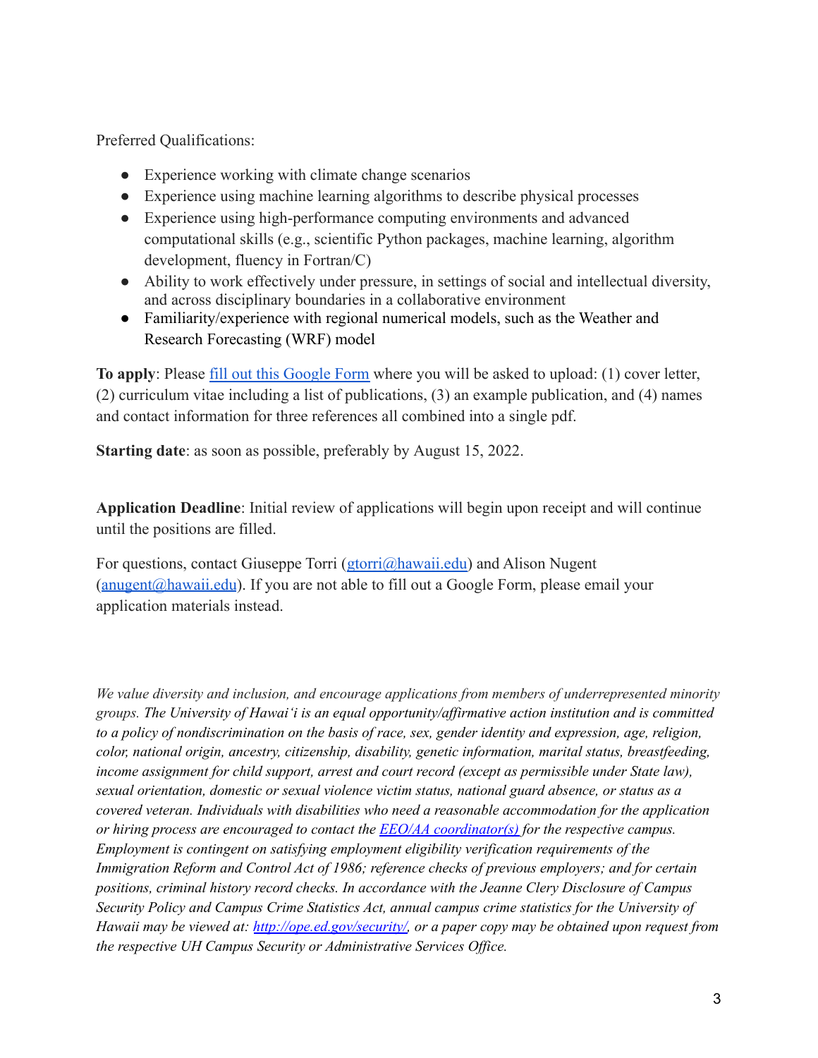Preferred Qualifications:

- Experience working with climate change scenarios
- Experience using machine learning algorithms to describe physical processes
- Experience using high-performance computing environments and advanced computational skills (e.g., scientific Python packages, machine learning, algorithm development, fluency in Fortran/C)
- Ability to work effectively under pressure, in settings of social and intellectual diversity, and across disciplinary boundaries in a collaborative environment
- Familiarity/experience with regional numerical models, such as the Weather and Research Forecasting (WRF) model

**To apply**: Please fill out this Google Form where you will be asked to upload: (1) cover letter, (2) curriculum vitae including a list of publications, (3) an example publication, and (4) names and contact information for three references all combined into a single pdf.

**Starting date**: as soon as possible, preferably by August 15, 2022.

**Application Deadline**: Initial review of applications will begin upon receipt and will continue until the positions are filled.

For questions, contact Giuseppe Torri (gtorri@hawaii.edu) and Alison Nugent (anugent@hawaii.edu). If you are not able to fill out a Google Form, please email your application materials instead.

*We value diversity and inclusion, and encourage applications from members of underrepresented minority groups. The University of Hawai'i is an equal opportunity/affirmative action institution and is committed to a policy of nondiscrimination on the basis of race, sex, gender identity and expression, age, religion, color, national origin, ancestry, citizenship, disability, genetic information, marital status, breastfeeding, income assignment for child support, arrest and court record (except as permissible under State law), sexual orientation, domestic or sexual violence victim status, national guard absence, or status as a covered veteran. Individuals with disabilities who need a reasonable accommodation for the application or hiring process are encouraged to contact the EEO/AA coordinator(s) for the respective campus. Employment is contingent on satisfying employment eligibility verification requirements of the Immigration Reform and Control Act of 1986; reference checks of previous employers; and for certain positions, criminal history record checks. In accordance with the Jeanne Clery Disclosure of Campus Security Policy and Campus Crime Statistics Act, annual campus crime statistics for the University of Hawaii may be viewed at: http://ope.ed.gov/security/, or a paper copy may be obtained upon request from the respective UH Campus Security or Administrative Services Office.*